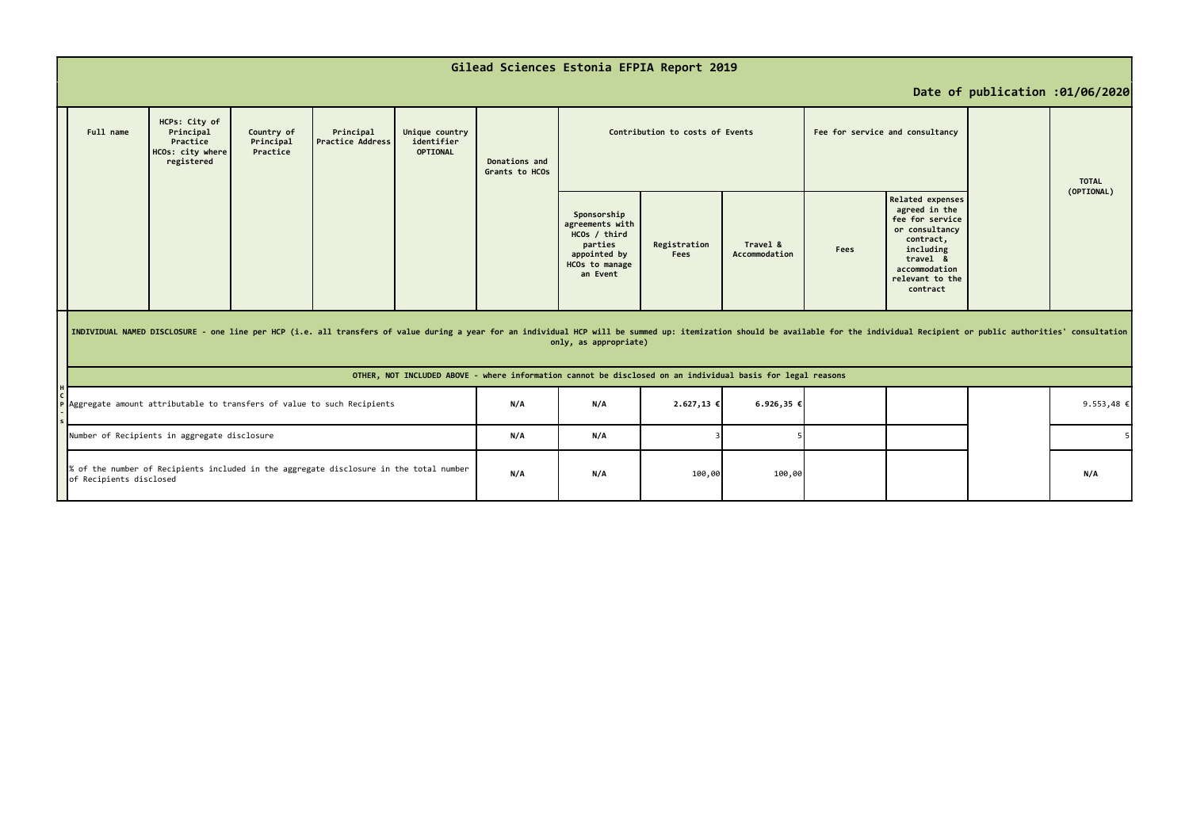# Gilead Sciences Estonia EFPIA Report 2019

**Date of publication :01/06/2020**

| | Full name | HCPs: City of Principal Practice HCOs: city where registered | Country of Principal Practice | Principal Practice Address | Unique country identifier OPTIONAL | Donations and Grants to HCOs | Contribution to costs of Events | | | Fee for service and consultancy | | | TOTAL (OPTIONAL) |
|---|---|---|---|---|---|---|---|---|---|---|---|---|---|
| | | | | | | | Sponsorship agreements with HCOs / third parties appointed by HCOs to manage an Event | Registration Fees | Travel & Accommodation | Fees | Related expenses agreed in the fee for service or consultancy contract, including travel & accommodation relevant to the contract | | |
| HCPs | INDIVIDUAL NAMED DISCLOSURE - one line per HCP (i.e. all transfers of value during a year for an individual HCP will be summed up: itemization should be available for the individual Recipient or public authorities' consultation only, as appropriate) | | | | | | | | | | | | |
| | OTHER, NOT INCLUDED ABOVE - where information cannot be disclosed on an individual basis for legal reasons | | | | | | | | | | | | |
| | Aggregate amount attributable to transfers of value to such Recipients | | | | | N/A | N/A | 2.627,13 € | 6.926,35 € | | | | 9.553,48 € |
| | Number of Recipients in aggregate disclosure | | | | | N/A | N/A | 3 | 5 | | | | 5 |
| | % of the number of Recipients included in the aggregate disclosure in the total number of Recipients disclosed | | | | | N/A | N/A | 100,00 | 100,00 | | | | N/A |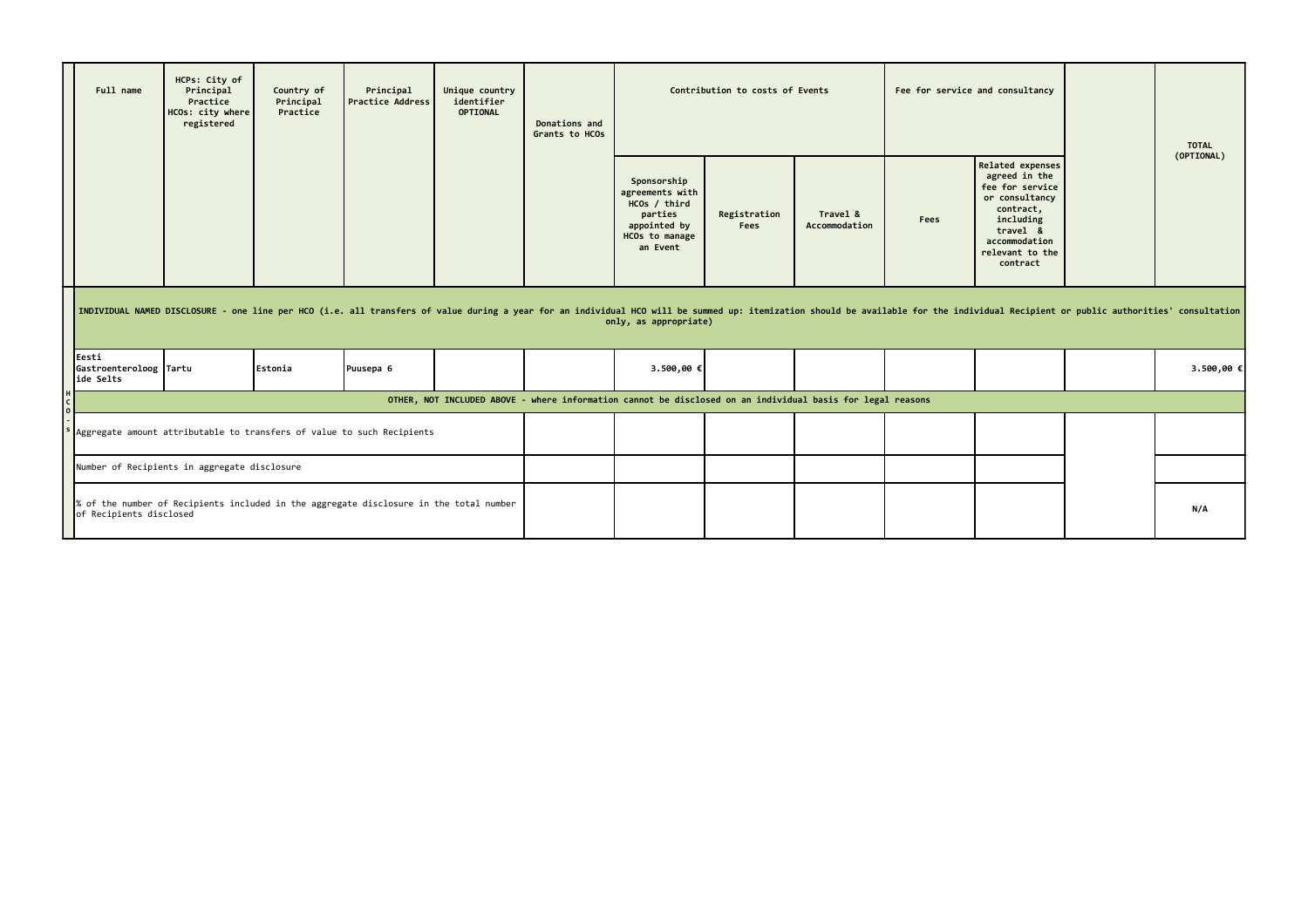| | Full name | HCPs: City of Principal Practice HCOs: city where registered | Country of Principal Practice | Principal Practice Address | Unique country identifier OPTIONAL | Donations and Grants to HCOs | Contribution to costs of Events | | | Fee for service and consultancy | | | TOTAL (OPTIONAL) |
|---|---|---|---|---|---|---|---|---|---|---|---|---|---|
| | | | | | | | Sponsorship agreements with HCOs / third parties appointed by HCOs to manage an Event | Registration Fees | Travel & Accommodation | Fees | Related expenses agreed in the fee for service or consultancy contract, including travel & accommodation relevant to the contract | | |
| | INDIVIDUAL NAMED DISCLOSURE - one line per HCO (i.e. all transfers of value during a year for an individual HCO will be summed up: itemization should be available for the individual Recipient or public authorities' consultation only, as appropriate) | | | | | | | | | | | | |
| | Eesti Gastroenteroloogide Selts | Tartu | Estonia | Puusepa 6 | | | 3.500,00 € | | | | | | 3.500,00 € |
| HCOs | OTHER, NOT INCLUDED ABOVE - where information cannot be disclosed on an individual basis for legal reasons | | | | | | | | | | | | |
| | Aggregate amount attributable to transfers of value to such Recipients | | | | | | | | | | | | |
| | Number of Recipients in aggregate disclosure | | | | | | | | | | | | |
| | % of the number of Recipients included in the aggregate disclosure in the total number of Recipients disclosed | | | | | | | | | | | | N/A |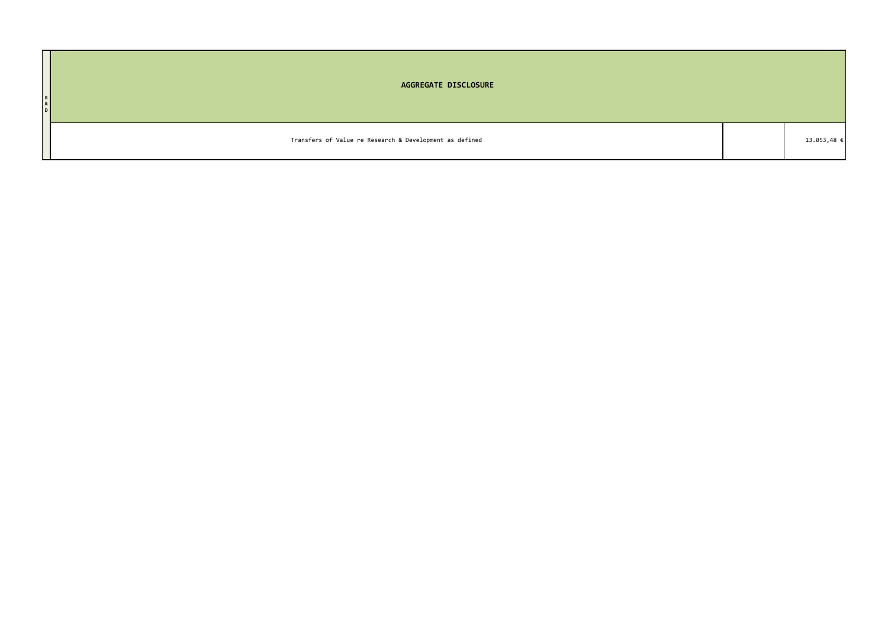| R & D | AGGREGATE DISCLOSURE | | |
|---|---|---|---|
| | Transfers of Value re Research & Development as defined | | 13.053,48 € |